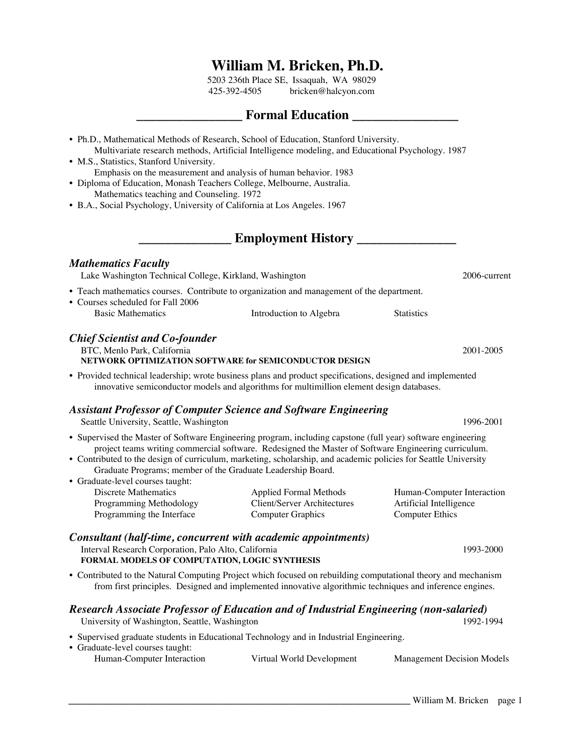# William M. Bricken, Ph.D.

5203 236th Place SE, Issaquah, WA 98029
425-392-4505 bricken@halcyon.com

## Formal Education

- Ph.D., Mathematical Methods of Research, School of Education, Stanford University.
  Multivariate research methods, Artificial Intelligence modeling, and Educational Psychology. 1987
- M.S., Statistics, Stanford University.
  Emphasis on the measurement and analysis of human behavior. 1983
- Diploma of Education, Monash Teachers College, Melbourne, Australia.
  Mathematics teaching and Counseling. 1972
- B.A., Social Psychology, University of California at Los Angeles. 1967

## Employment History

### *Mathematics Faculty*

Lake Washington Technical College, Kirkland, Washington — 2006-current

- Teach mathematics courses. Contribute to organization and management of the department.
- Courses scheduled for Fall 2006

| | | |
|---|---|---|
| Basic Mathematics | Introduction to Algebra | Statistics |

### *Chief Scientist and Co-founder*

BTC, Menlo Park, California — 2001-2005

**NETWORK OPTIMIZATION SOFTWARE for SEMICONDUCTOR DESIGN**

- Provided technical leadership; wrote business plans and product specifications, designed and implemented innovative semiconductor models and algorithms for multimillion element design databases.

### *Assistant Professor of Computer Science and Software Engineering*

Seattle University, Seattle, Washington — 1996-2001

- Supervised the Master of Software Engineering program, including capstone (full year) software engineering project teams writing commercial software. Redesigned the Master of Software Engineering curriculum.
- Contributed to the design of curriculum, marketing, scholarship, and academic policies for Seattle University Graduate Programs; member of the Graduate Leadership Board.
- Graduate-level courses taught:

| | | |
|---|---|---|
| Discrete Mathematics | Applied Formal Methods | Human-Computer Interaction |
| Programming Methodology | Client/Server Architectures | Artificial Intelligence |
| Programming the Interface | Computer Graphics | Computer Ethics |

### *Consultant (half-time, concurrent with academic appointments)*

Interval Research Corporation, Palo Alto, California — 1993-2000

**FORMAL MODELS OF COMPUTATION, LOGIC SYNTHESIS**

- Contributed to the Natural Computing Project which focused on rebuilding computational theory and mechanism from first principles. Designed and implemented innovative algorithmic techniques and inference engines.

### *Research Associate Professor of Education and of Industrial Engineering (non-salaried)*

University of Washington, Seattle, Washington — 1992-1994

- Supervised graduate students in Educational Technology and in Industrial Engineering.
- Graduate-level courses taught:

| | | |
|---|---|---|
| Human-Computer Interaction | Virtual World Development | Management Decision Models |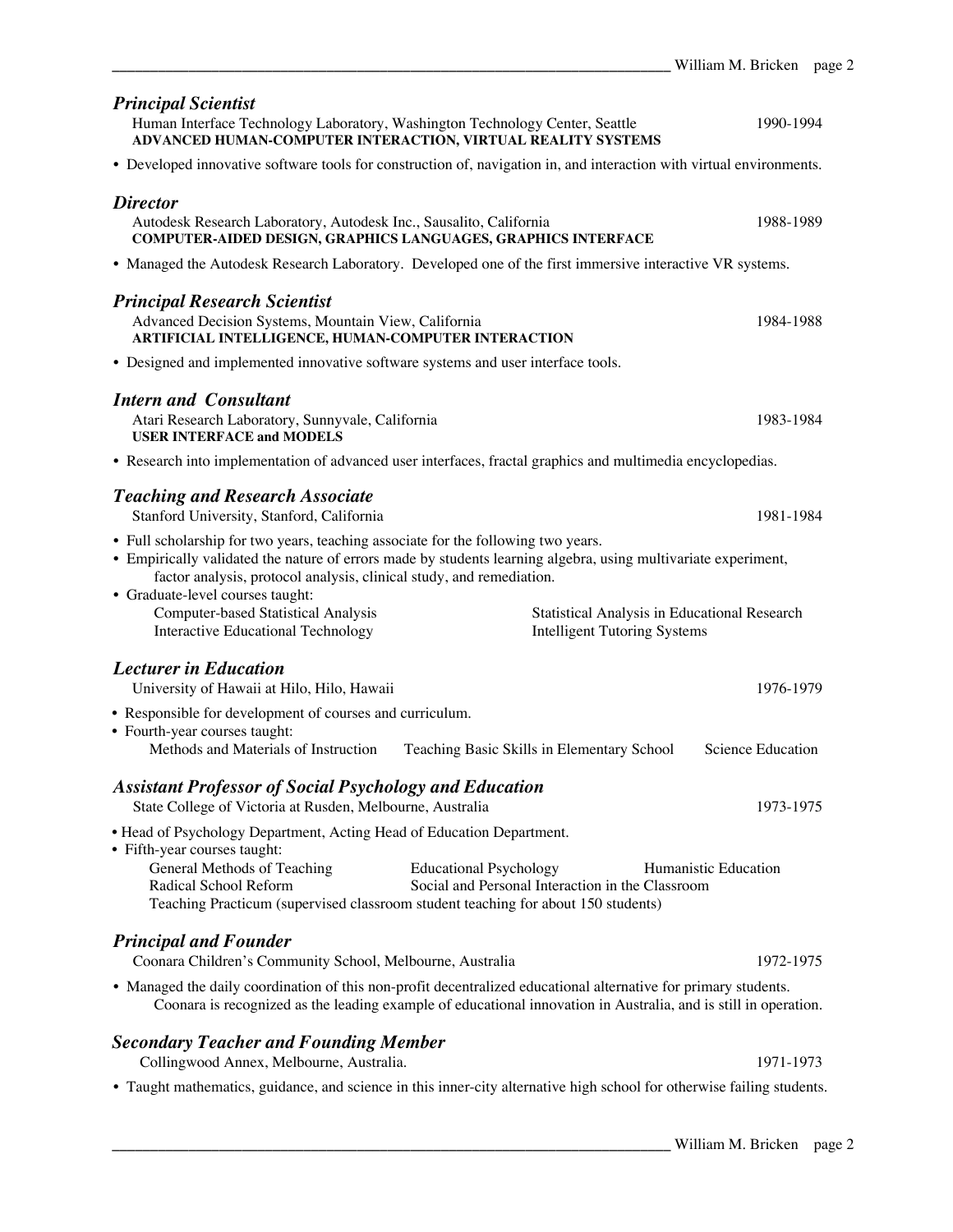### *Principal Scientist*

Human Interface Technology Laboratory, Washington Technology Center, Seattle — 1990-1994

**ADVANCED HUMAN-COMPUTER INTERACTION, VIRTUAL REALITY SYSTEMS**

- Developed innovative software tools for construction of, navigation in, and interaction with virtual environments.

### *Director*

Autodesk Research Laboratory, Autodesk Inc., Sausalito, California — 1988-1989

**COMPUTER-AIDED DESIGN, GRAPHICS LANGUAGES, GRAPHICS INTERFACE**

- Managed the Autodesk Research Laboratory. Developed one of the first immersive interactive VR systems.

### *Principal Research Scientist*

Advanced Decision Systems, Mountain View, California — 1984-1988

**ARTIFICIAL INTELLIGENCE, HUMAN-COMPUTER INTERACTION**

- Designed and implemented innovative software systems and user interface tools.

### *Intern and Consultant*

Atari Research Laboratory, Sunnyvale, California — 1983-1984

**USER INTERFACE and MODELS**

- Research into implementation of advanced user interfaces, fractal graphics and multimedia encyclopedias.

### *Teaching and Research Associate*

Stanford University, Stanford, California — 1981-1984

- Full scholarship for two years, teaching associate for the following two years.
- Empirically validated the nature of errors made by students learning algebra, using multivariate experiment, factor analysis, protocol analysis, clinical study, and remediation.
- Graduate-level courses taught:
  - Computer-based Statistical Analysis
  - Statistical Analysis in Educational Research
  - Interactive Educational Technology
  - Intelligent Tutoring Systems

### *Lecturer in Education*

University of Hawaii at Hilo, Hilo, Hawaii — 1976-1979

- Responsible for development of courses and curriculum.
- Fourth-year courses taught:
  - Methods and Materials of Instruction
  - Teaching Basic Skills in Elementary School
  - Science Education

### *Assistant Professor of Social Psychology and Education*

State College of Victoria at Rusden, Melbourne, Australia — 1973-1975

- Head of Psychology Department, Acting Head of Education Department.
- Fifth-year courses taught:
  - General Methods of Teaching
  - Educational Psychology
  - Humanistic Education
  - Radical School Reform
  - Social and Personal Interaction in the Classroom
  - Teaching Practicum (supervised classroom student teaching for about 150 students)

### *Principal and Founder*

Coonara Children's Community School, Melbourne, Australia — 1972-1975

- Managed the daily coordination of this non-profit decentralized educational alternative for primary students. Coonara is recognized as the leading example of educational innovation in Australia, and is still in operation.

### *Secondary Teacher and Founding Member*

Collingwood Annex, Melbourne, Australia. — 1971-1973

- Taught mathematics, guidance, and science in this inner-city alternative high school for otherwise failing students.